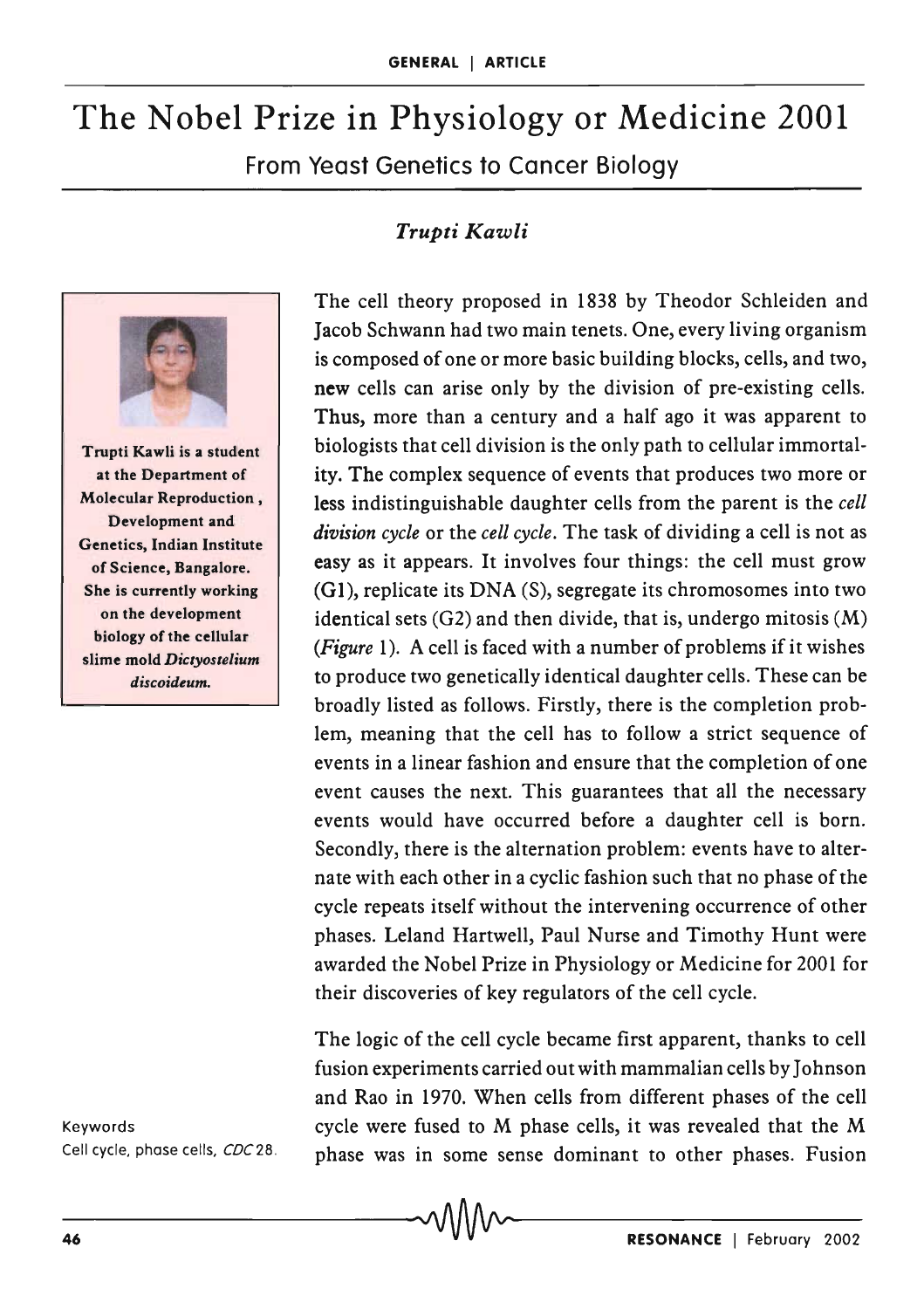GENERAL | ARTICLE

# The Nobel Prize in Physiology or Medicine 2001

## From Yeast Genetics to Cancer Biology

*Trupti Kawli*

**Trupti Kawli is a student at the Department of Molecular Reproduction, Development and Genetics, Indian Institute of Science, Bangalore. She is currently working on the development biology of the cellular slime mold *Dictyostelium discoideum*.**

The cell theory proposed in 1838 by Theodor Schleiden and Jacob Schwann had two main tenets. One, every living organism is composed of one or more basic building blocks, cells, and two, new cells can arise only by the division of pre-existing cells. Thus, more than a century and a half ago it was apparent to biologists that cell division is the only path to cellular immortality. The complex sequence of events that produces two more or less indistinguishable daughter cells from the parent is the *cell division cycle* or the *cell cycle*. The task of dividing a cell is not as easy as it appears. It involves four things: the cell must grow (G1), replicate its DNA (S), segregate its chromosomes into two identical sets (G2) and then divide, that is, undergo mitosis (M) (*Figure* 1). A cell is faced with a number of problems if it wishes to produce two genetically identical daughter cells. These can be broadly listed as follows. Firstly, there is the completion problem, meaning that the cell has to follow a strict sequence of events in a linear fashion and ensure that the completion of one event causes the next. This guarantees that all the necessary events would have occurred before a daughter cell is born. Secondly, there is the alternation problem: events have to alternate with each other in a cyclic fashion such that no phase of the cycle repeats itself without the intervening occurrence of other phases. Leland Hartwell, Paul Nurse and Timothy Hunt were awarded the Nobel Prize in Physiology or Medicine for 2001 for their discoveries of key regulators of the cell cycle.

The logic of the cell cycle became first apparent, thanks to cell fusion experiments carried out with mammalian cells by Johnson and Rao in 1970. When cells from different phases of the cell cycle were fused to M phase cells, it was revealed that the M phase was in some sense dominant to other phases. Fusion

Keywords

Cell cycle, phase cells, *CDC* 28.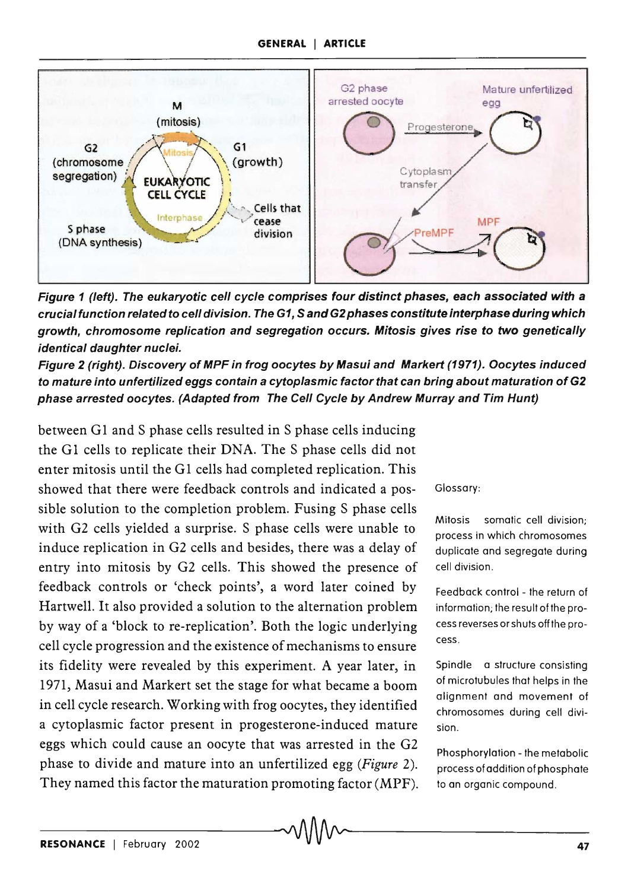**Figure 1 (left). The eukaryotic cell cycle comprises four distinct phases, each associated with a crucial function related to cell division. The G1, S and G2 phases constitute interphase during which growth, chromosome replication and segregation occurs. Mitosis gives rise to two genetically identical daughter nuclei.**

**Figure 2 (right). Discovery of MPF in frog oocytes by Masui and Markert (1971). Oocytes induced to mature into unfertilized eggs contain a cytoplasmic factor that can bring about maturation of G2 phase arrested oocytes. (Adapted from The Cell Cycle by Andrew Murray and Tim Hunt)**

between G1 and S phase cells resulted in S phase cells inducing the G1 cells to replicate their DNA. The S phase cells did not enter mitosis until the G1 cells had completed replication. This showed that there were feedback controls and indicated a possible solution to the completion problem. Fusing S phase cells with G2 cells yielded a surprise. S phase cells were unable to induce replication in G2 cells and besides, there was a delay of entry into mitosis by G2 cells. This showed the presence of feedback controls or 'check points', a word later coined by Hartwell. It also provided a solution to the alternation problem by way of a 'block to re-replication'. Both the logic underlying cell cycle progression and the existence of mechanisms to ensure its fidelity were revealed by this experiment. A year later, in 1971, Masui and Markert set the stage for what became a boom in cell cycle research. Working with frog oocytes, they identified a cytoplasmic factor present in progesterone-induced mature eggs which could cause an oocyte that was arrested in the G2 phase to divide and mature into an unfertilized egg (*Figure* 2). They named this factor the maturation promoting factor (MPF).

Glossary:

Mitosis somatic cell division; process in which chromosomes duplicate and segregate during cell division.

Feedback control - the return of information; the result of the process reverses or shuts off the process.

Spindle a structure consisting of microtubules that helps in the alignment and movement of chromosomes during cell division.

Phosphorylation - the metabolic process of addition of phosphate to an organic compound.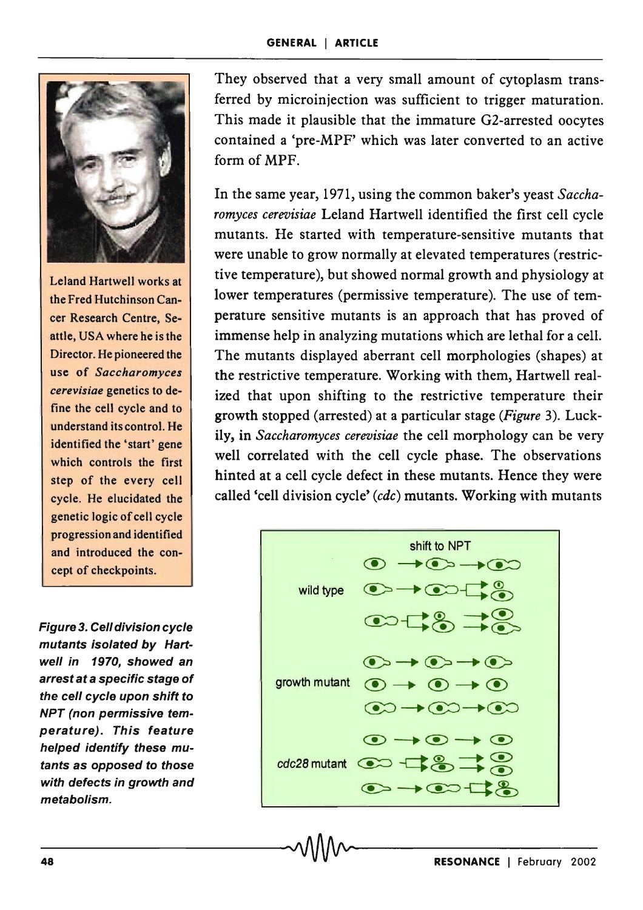They observed that a very small amount of cytoplasm transferred by microinjection was sufficient to trigger maturation. This made it plausible that the immature G2-arrested oocytes contained a 'pre-MPF' which was later converted to an active form of MPF.

Leland Hartwell works at the Fred Hutchinson Cancer Research Centre, Seattle, USA where he is the Director. He pioneered the use of *Saccharomyces cerevisiae* genetics to define the cell cycle and to understand its control. He identified the 'start' gene which controls the first step of the every cell cycle. He elucidated the genetic logic of cell cycle progression and identified and introduced the concept of checkpoints.

In the same year, 1971, using the common baker's yeast *Saccharomyces cerevisiae* Leland Hartwell identified the first cell cycle mutants. He started with temperature-sensitive mutants that were unable to grow normally at elevated temperatures (restrictive temperature), but showed normal growth and physiology at lower temperatures (permissive temperature). The use of temperature sensitive mutants is an approach that has proved of immense help in analyzing mutations which are lethal for a cell. The mutants displayed aberrant cell morphologies (shapes) at the restrictive temperature. Working with them, Hartwell realized that upon shifting to the restrictive temperature their growth stopped (arrested) at a particular stage (*Figure* 3). Luckily, in *Saccharomyces cerevisiae* the cell morphology can be very well correlated with the cell cycle phase. The observations hinted at a cell cycle defect in these mutants. Hence they were called 'cell division cycle' (*cdc*) mutants. Working with mutants

***Figure 3. Cell division cycle mutants isolated by Hartwell in 1970, showed an arrest at a specific stage of the cell cycle upon shift to NPT (non permissive temperature). This feature helped identify these mutants as opposed to those with defects in growth and metabolism.***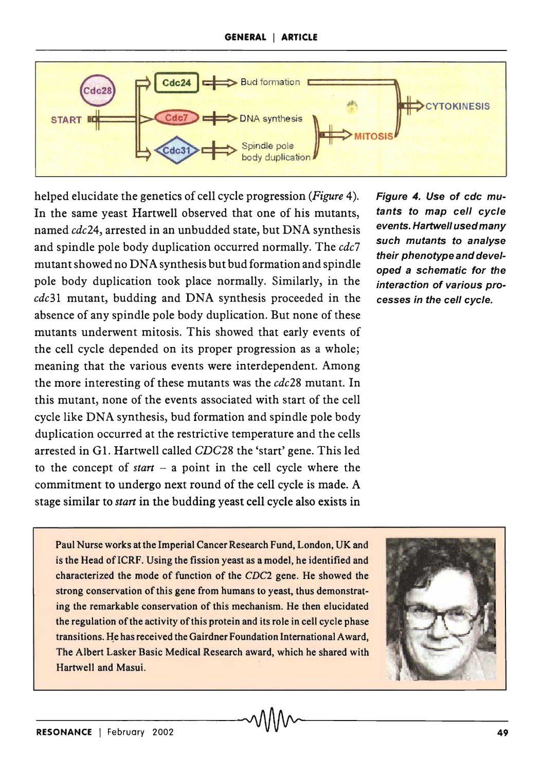helped elucidate the genetics of cell cycle progression (*Figure* 4). In the same yeast Hartwell observed that one of his mutants, named *cdc*24, arrested in an unbudded state, but DNA synthesis and spindle pole body duplication occurred normally. The *cdc*7 mutant showed no DNA synthesis but bud formation and spindle pole body duplication took place normally. Similarly, in the *cdc*31 mutant, budding and DNA synthesis proceeded in the absence of any spindle pole body duplication. But none of these mutants underwent mitosis. This showed that early events of the cell cycle depended on its proper progression as a whole; meaning that the various events were interdependent. Among the more interesting of these mutants was the *cdc*28 mutant. In this mutant, none of the events associated with start of the cell cycle like DNA synthesis, bud formation and spindle pole body duplication occurred at the restrictive temperature and the cells arrested in G1. Hartwell called *CDC*28 the 'start' gene. This led to the concept of *start* – a point in the cell cycle where the commitment to undergo next round of the cell cycle is made. A stage similar to *start* in the budding yeast cell cycle also exists in

***Figure 4. Use of cdc mutants to map cell cycle events. Hartwell used many such mutants to analyse their phenotype and developed a schematic for the interaction of various processes in the cell cycle.***

Paul Nurse works at the Imperial Cancer Research Fund, London, UK and is the Head of ICRF. Using the fission yeast as a model, he identified and characterized the mode of function of the *CDC*2 gene. He showed the strong conservation of this gene from humans to yeast, thus demonstrating the remarkable conservation of this mechanism. He then elucidated the regulation of the activity of this protein and its role in cell cycle phase transitions. He has received the Gairdner Foundation International Award, The Albert Lasker Basic Medical Research award, which he shared with Hartwell and Masui.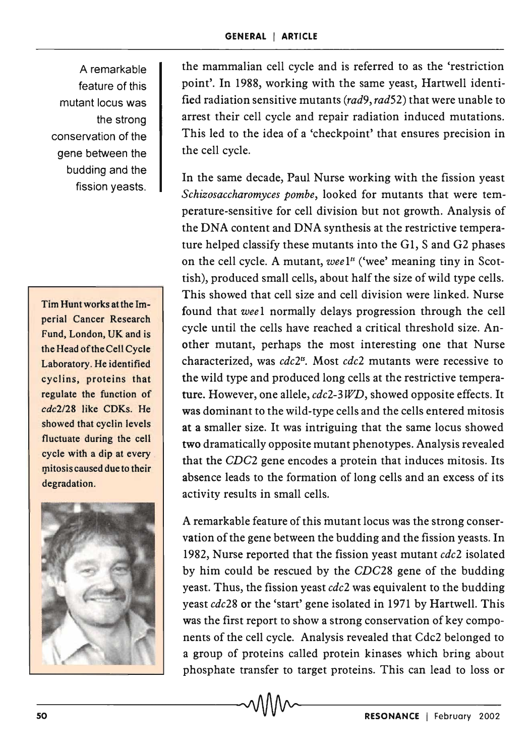the mammalian cell cycle and is referred to as the 'restriction point'. In 1988, working with the same yeast, Hartwell identified radiation sensitive mutants (*rad9*, *rad52*) that were unable to arrest their cell cycle and repair radiation induced mutations. This led to the idea of a 'checkpoint' that ensures precision in the cell cycle.

A remarkable feature of this mutant locus was the strong conservation of the gene between the budding and the fission yeasts.

In the same decade, Paul Nurse working with the fission yeast *Schizosaccharomyces pombe*, looked for mutants that were temperature-sensitive for cell division but not growth. Analysis of the DNA content and DNA synthesis at the restrictive temperature helped classify these mutants into the G1, S and G2 phases on the cell cycle. A mutant, *wee1*$^{ts}$ ('wee' meaning tiny in Scottish), produced small cells, about half the size of wild type cells. This showed that cell size and cell division were linked. Nurse found that *wee1* normally delays progression through the cell cycle until the cells have reached a critical threshold size. Another mutant, perhaps the most interesting one that Nurse characterized, was *cdc2*$^{ts}$. Most *cdc2* mutants were recessive to the wild type and produced long cells at the restrictive temperature. However, one allele, *cdc2-3WD*, showed opposite effects. It was dominant to the wild-type cells and the cells entered mitosis at a smaller size. It was intriguing that the same locus showed two dramatically opposite mutant phenotypes. Analysis revealed that the *CDC2* gene encodes a protein that induces mitosis. Its absence leads to the formation of long cells and an excess of its activity results in small cells.

Tim Hunt works at the Imperial Cancer Research Fund, London, UK and is the Head of the Cell Cycle Laboratory. He identified cyclins, proteins that regulate the function of *cdc2/28* like CDKs. He showed that cyclin levels fluctuate during the cell cycle with a dip at every mitosis caused due to their degradation.

A remarkable feature of this mutant locus was the strong conservation of the gene between the budding and the fission yeasts. In 1982, Nurse reported that the fission yeast mutant *cdc2* isolated by him could be rescued by the *CDC28* gene of the budding yeast. Thus, the fission yeast *cdc2* was equivalent to the budding yeast *cdc28* or the 'start' gene isolated in 1971 by Hartwell. This was the first report to show a strong conservation of key components of the cell cycle. Analysis revealed that Cdc2 belonged to a group of proteins called protein kinases which bring about phosphate transfer to target proteins. This can lead to loss or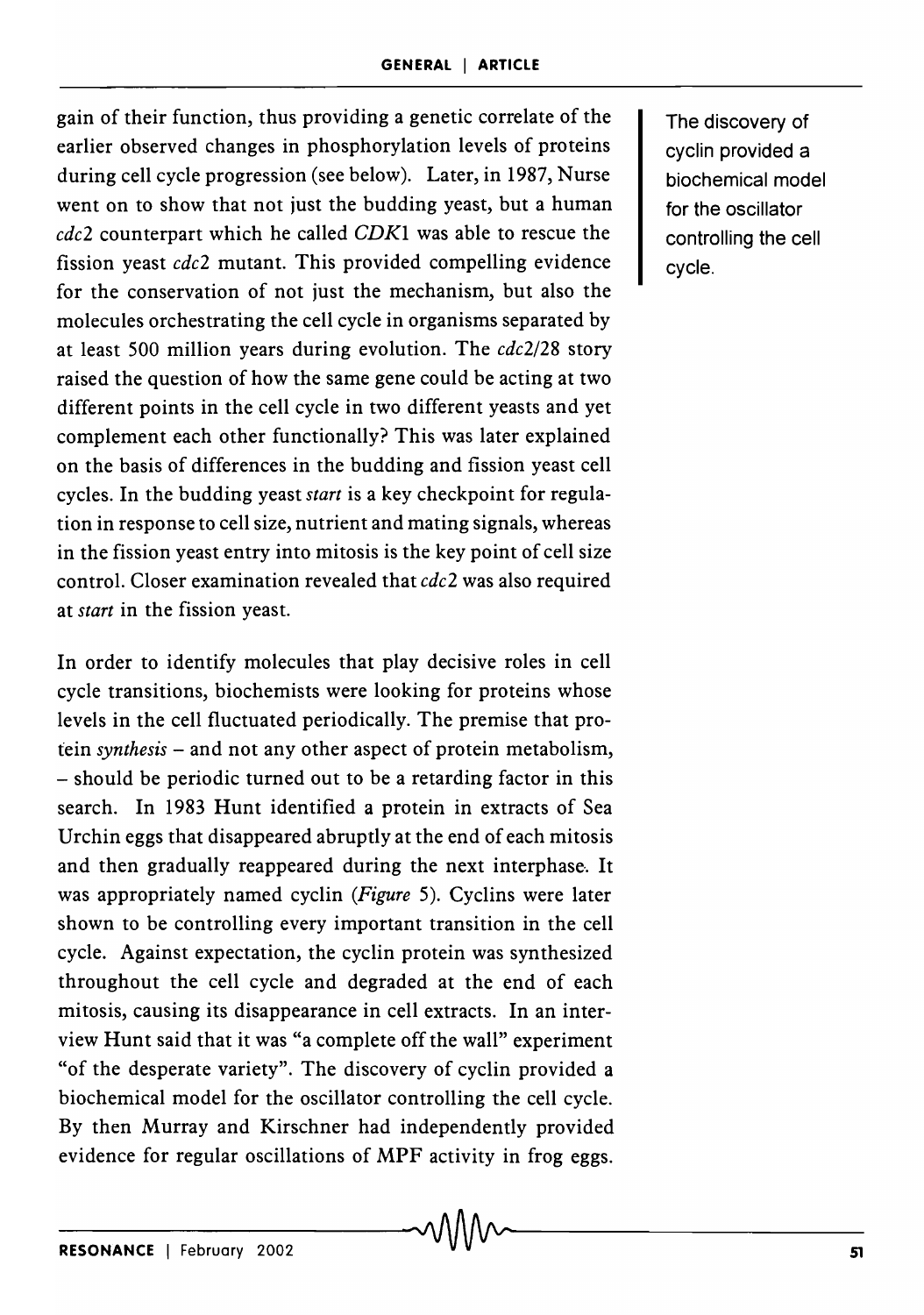gain of their function, thus providing a genetic correlate of the earlier observed changes in phosphorylation levels of proteins during cell cycle progression (see below). Later, in 1987, Nurse went on to show that not just the budding yeast, but a human *cdc2* counterpart which he called *CDK1* was able to rescue the fission yeast *cdc2* mutant. This provided compelling evidence for the conservation of not just the mechanism, but also the molecules orchestrating the cell cycle in organisms separated by at least 500 million years during evolution. The *cdc2/28* story raised the question of how the same gene could be acting at two different points in the cell cycle in two different yeasts and yet complement each other functionally? This was later explained on the basis of differences in the budding and fission yeast cell cycles. In the budding yeast *start* is a key checkpoint for regulation in response to cell size, nutrient and mating signals, whereas in the fission yeast entry into mitosis is the key point of cell size control. Closer examination revealed that *cdc2* was also required at *start* in the fission yeast.

The discovery of cyclin provided a biochemical model for the oscillator controlling the cell cycle.

In order to identify molecules that play decisive roles in cell cycle transitions, biochemists were looking for proteins whose levels in the cell fluctuated periodically. The premise that protein *synthesis* – and not any other aspect of protein metabolism, – should be periodic turned out to be a retarding factor in this search. In 1983 Hunt identified a protein in extracts of Sea Urchin eggs that disappeared abruptly at the end of each mitosis and then gradually reappeared during the next interphase. It was appropriately named cyclin (*Figure* 5). Cyclins were later shown to be controlling every important transition in the cell cycle. Against expectation, the cyclin protein was synthesized throughout the cell cycle and degraded at the end of each mitosis, causing its disappearance in cell extracts. In an interview Hunt said that it was "a complete off the wall" experiment "of the desperate variety". The discovery of cyclin provided a biochemical model for the oscillator controlling the cell cycle. By then Murray and Kirschner had independently provided evidence for regular oscillations of MPF activity in frog eggs.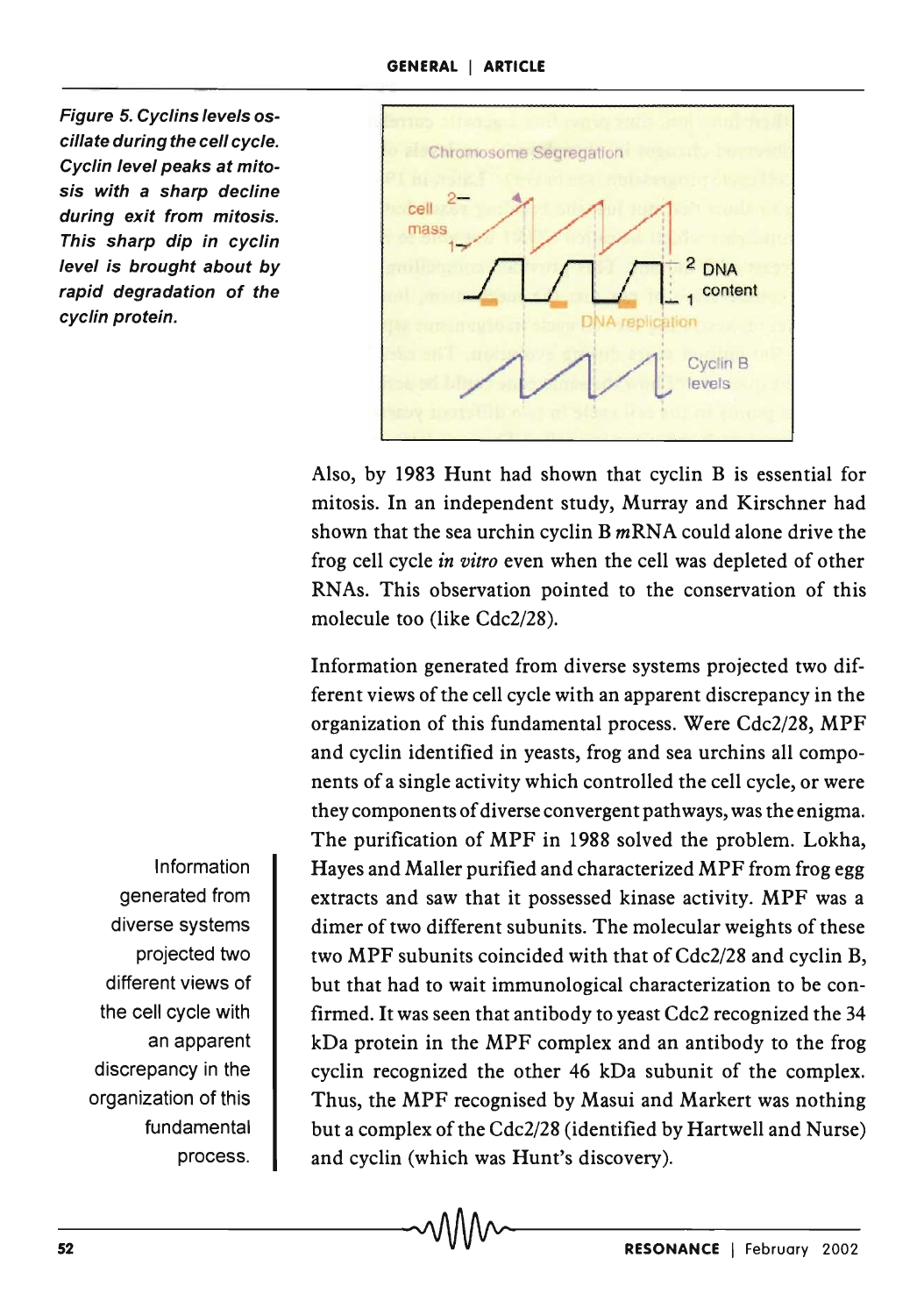Figure 5. Cyclins levels oscillate during the cell cycle. Cyclin level peaks at mitosis with a sharp decline during exit from mitosis. This sharp dip in cyclin level is brought about by rapid degradation of the cyclin protein.

Also, by 1983 Hunt had shown that cyclin B is essential for mitosis. In an independent study, Murray and Kirschner had shown that the sea urchin cyclin B *m*RNA could alone drive the frog cell cycle *in vitro* even when the cell was depleted of other RNAs. This observation pointed to the conservation of this molecule too (like Cdc2/28).

> Information generated from diverse systems projected two different views of the cell cycle with an apparent discrepancy in the organization of this fundamental process.

Information generated from diverse systems projected two different views of the cell cycle with an apparent discrepancy in the organization of this fundamental process. Were Cdc2/28, MPF and cyclin identified in yeasts, frog and sea urchins all components of a single activity which controlled the cell cycle, or were they components of diverse convergent pathways, was the enigma. The purification of MPF in 1988 solved the problem. Lokha, Hayes and Maller purified and characterized MPF from frog egg extracts and saw that it possessed kinase activity. MPF was a dimer of two different subunits. The molecular weights of these two MPF subunits coincided with that of Cdc2/28 and cyclin B, but that had to wait immunological characterization to be confirmed. It was seen that antibody to yeast Cdc2 recognized the 34 kDa protein in the MPF complex and an antibody to the frog cyclin recognized the other 46 kDa subunit of the complex. Thus, the MPF recognised by Masui and Markert was nothing but a complex of the Cdc2/28 (identified by Hartwell and Nurse) and cyclin (which was Hunt's discovery).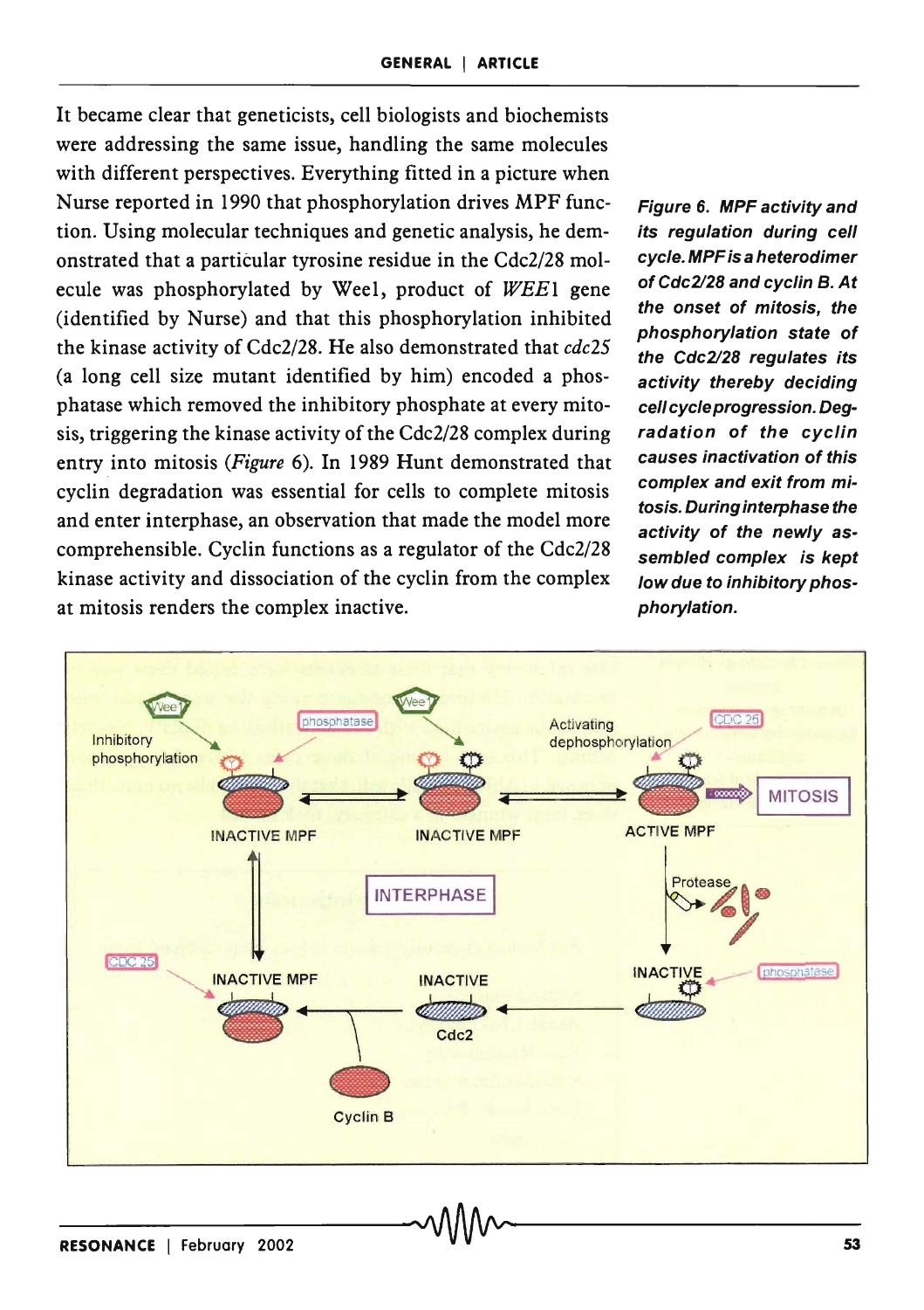It became clear that geneticists, cell biologists and biochemists were addressing the same issue, handling the same molecules with different perspectives. Everything fitted in a picture when Nurse reported in 1990 that phosphorylation drives MPF function. Using molecular techniques and genetic analysis, he demonstrated that a particular tyrosine residue in the Cdc2/28 molecule was phosphorylated by Weel, product of *WEE1* gene (identified by Nurse) and that this phosphorylation inhibited the kinase activity of Cdc2/28. He also demonstrated that *cdc25* (a long cell size mutant identified by him) encoded a phosphatase which removed the inhibitory phosphate at every mitosis, triggering the kinase activity of the Cdc2/28 complex during entry into mitosis (*Figure* 6). In 1989 Hunt demonstrated that cyclin degradation was essential for cells to complete mitosis and enter interphase, an observation that made the model more comprehensible. Cyclin functions as a regulator of the Cdc2/28 kinase activity and dissociation of the cyclin from the complex at mitosis renders the complex inactive.

***Figure 6. MPF activity and its regulation during cell cycle. MPF is a heterodimer of Cdc2/28 and cyclin B. At the onset of mitosis, the phosphorylation state of the Cdc2/28 regulates its activity thereby deciding cell cycle progression. Degradation of the cyclin causes inactivation of this complex and exit from mitosis. During interphase the activity of the newly assembled complex is kept low due to inhibitory phosphorylation.***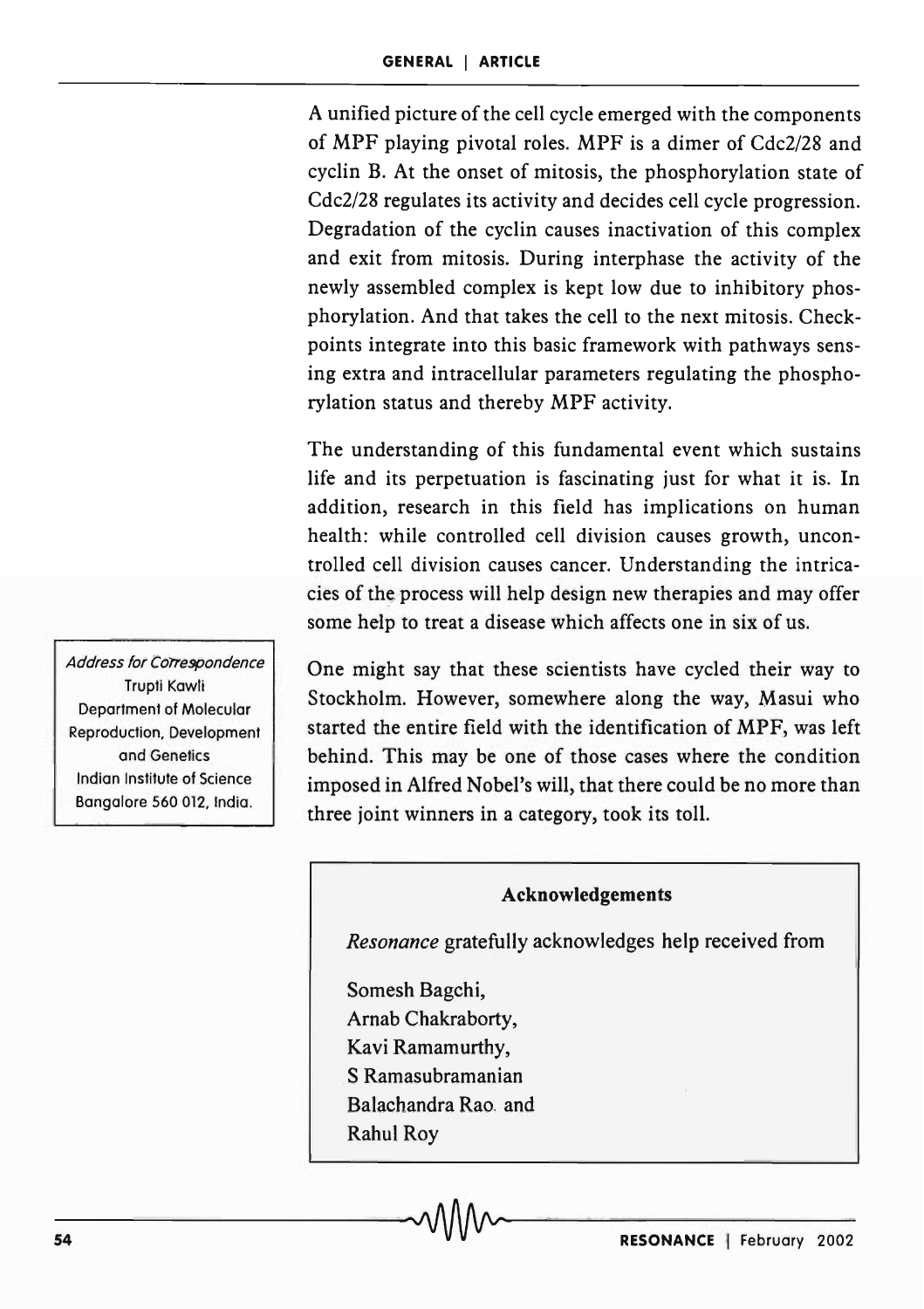A unified picture of the cell cycle emerged with the components of MPF playing pivotal roles. MPF is a dimer of Cdc2/28 and cyclin B. At the onset of mitosis, the phosphorylation state of Cdc2/28 regulates its activity and decides cell cycle progression. Degradation of the cyclin causes inactivation of this complex and exit from mitosis. During interphase the activity of the newly assembled complex is kept low due to inhibitory phosphorylation. And that takes the cell to the next mitosis. Checkpoints integrate into this basic framework with pathways sensing extra and intracellular parameters regulating the phosphorylation status and thereby MPF activity.

The understanding of this fundamental event which sustains life and its perpetuation is fascinating just for what it is. In addition, research in this field has implications on human health: while controlled cell division causes growth, uncontrolled cell division causes cancer. Understanding the intricacies of the process will help design new therapies and may offer some help to treat a disease which affects one in six of us.

One might say that these scientists have cycled their way to Stockholm. However, somewhere along the way, Masui who started the entire field with the identification of MPF, was left behind. This may be one of those cases where the condition imposed in Alfred Nobel's will, that there could be no more than three joint winners in a category, took its toll.

*Address for Correspondence*
Trupti Kawli
Department of Molecular Reproduction, Development and Genetics
Indian Institute of Science
Bangalore 560 012, India.

**Acknowledgements**

*Resonance* gratefully acknowledges help received from

Somesh Bagchi,
Arnab Chakraborty,
Kavi Ramamurthy,
S Ramasubramanian
Balachandra Rao and
Rahul Roy